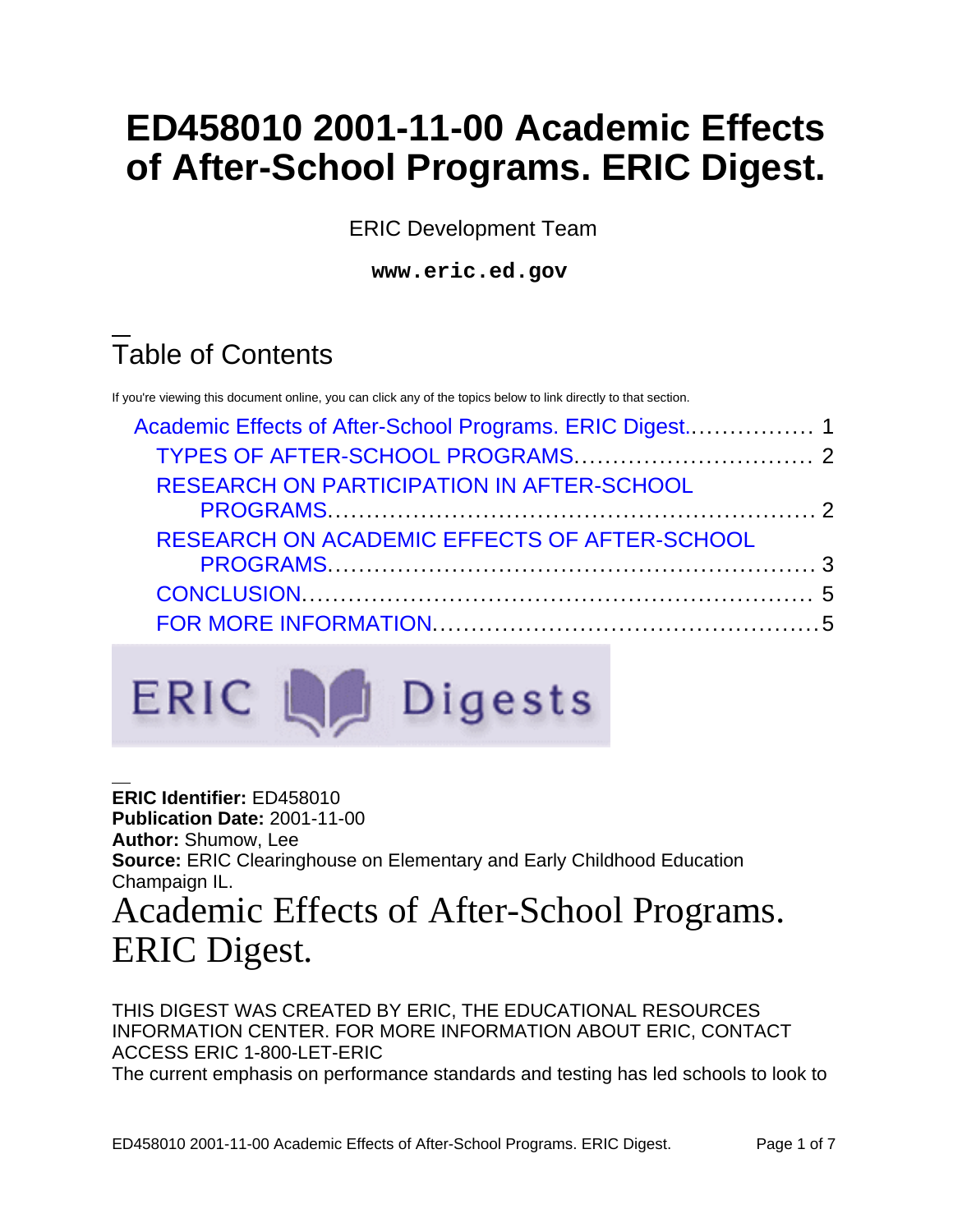# ED458010 2001-11-00 Academic Effects of After-School Programs. ERIC Digest.

ERIC Development Team

**www.eric.ed.gov**

## Table of Contents

If you're viewing this document online, you can click any of the topics below to link directly to that section.

- Academic Effects of After-School Programs. ERIC Digest................. 1
  - TYPES OF AFTER-SCHOOL PROGRAMS............................... 2
  - RESEARCH ON PARTICIPATION IN AFTER-SCHOOL PROGRAMS............................................................... 2
  - RESEARCH ON ACADEMIC EFFECTS OF AFTER-SCHOOL PROGRAMS............................................................... 3
  - CONCLUSION.................................................................. 5
  - FOR MORE INFORMATION.................................................5

**ERIC Identifier:** ED458010
**Publication Date:** 2001-11-00
**Author:** Shumow, Lee
**Source:** ERIC Clearinghouse on Elementary and Early Childhood Education Champaign IL.

# Academic Effects of After-School Programs. ERIC Digest.

THIS DIGEST WAS CREATED BY ERIC, THE EDUCATIONAL RESOURCES INFORMATION CENTER. FOR MORE INFORMATION ABOUT ERIC, CONTACT ACCESS ERIC 1-800-LET-ERIC

The current emphasis on performance standards and testing has led schools to look to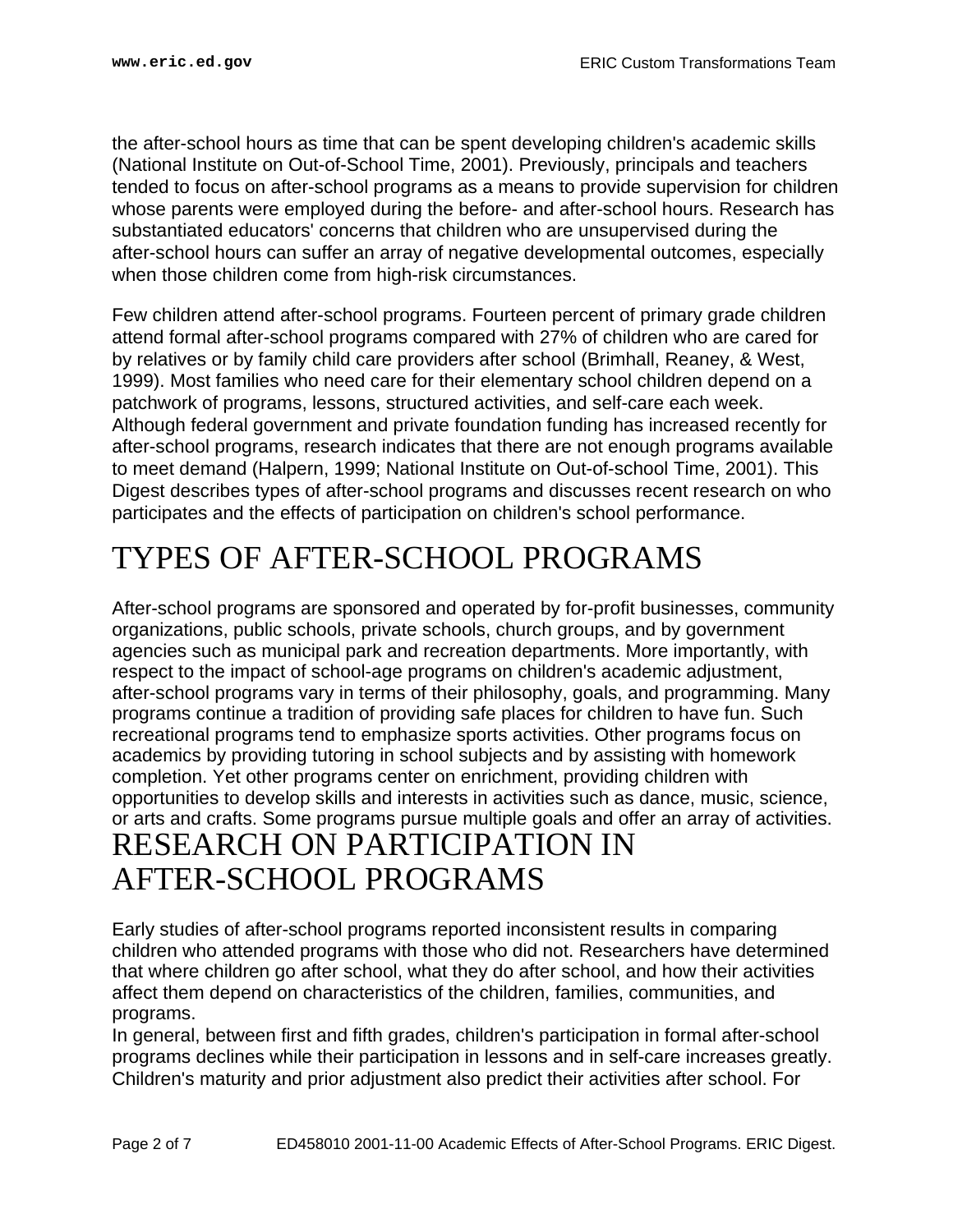the after-school hours as time that can be spent developing children's academic skills (National Institute on Out-of-School Time, 2001). Previously, principals and teachers tended to focus on after-school programs as a means to provide supervision for children whose parents were employed during the before- and after-school hours. Research has substantiated educators' concerns that children who are unsupervised during the after-school hours can suffer an array of negative developmental outcomes, especially when those children come from high-risk circumstances.

Few children attend after-school programs. Fourteen percent of primary grade children attend formal after-school programs compared with 27% of children who are cared for by relatives or by family child care providers after school (Brimhall, Reaney, & West, 1999). Most families who need care for their elementary school children depend on a patchwork of programs, lessons, structured activities, and self-care each week. Although federal government and private foundation funding has increased recently for after-school programs, research indicates that there are not enough programs available to meet demand (Halpern, 1999; National Institute on Out-of-school Time, 2001). This Digest describes types of after-school programs and discusses recent research on who participates and the effects of participation on children's school performance.

# TYPES OF AFTER-SCHOOL PROGRAMS

After-school programs are sponsored and operated by for-profit businesses, community organizations, public schools, private schools, church groups, and by government agencies such as municipal park and recreation departments. More importantly, with respect to the impact of school-age programs on children's academic adjustment, after-school programs vary in terms of their philosophy, goals, and programming. Many programs continue a tradition of providing safe places for children to have fun. Such recreational programs tend to emphasize sports activities. Other programs focus on academics by providing tutoring in school subjects and by assisting with homework completion. Yet other programs center on enrichment, providing children with opportunities to develop skills and interests in activities such as dance, music, science, or arts and crafts. Some programs pursue multiple goals and offer an array of activities.

# RESEARCH ON PARTICIPATION IN AFTER-SCHOOL PROGRAMS

Early studies of after-school programs reported inconsistent results in comparing children who attended programs with those who did not. Researchers have determined that where children go after school, what they do after school, and how their activities affect them depend on characteristics of the children, families, communities, and programs.

In general, between first and fifth grades, children's participation in formal after-school programs declines while their participation in lessons and in self-care increases greatly. Children's maturity and prior adjustment also predict their activities after school. For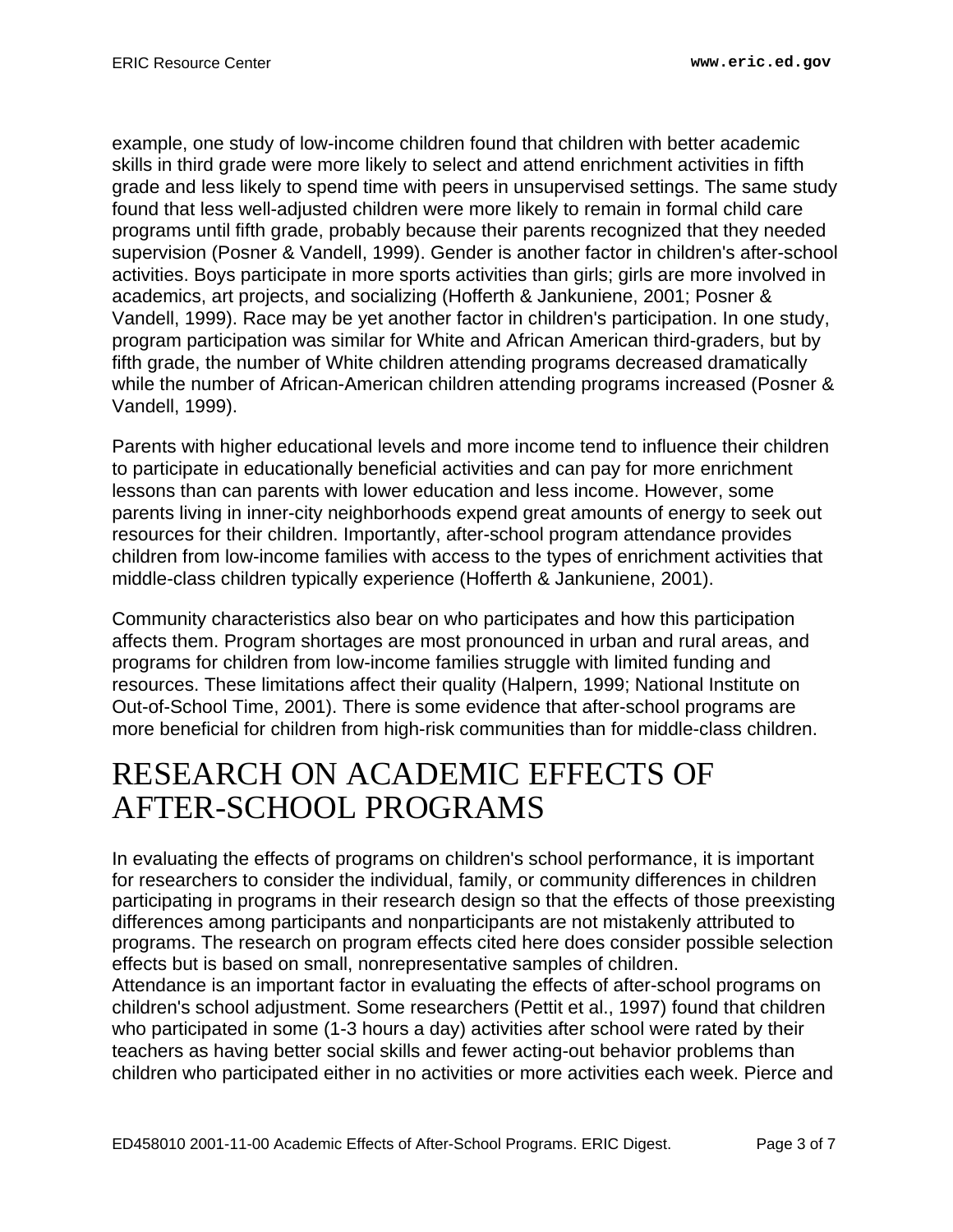example, one study of low-income children found that children with better academic skills in third grade were more likely to select and attend enrichment activities in fifth grade and less likely to spend time with peers in unsupervised settings. The same study found that less well-adjusted children were more likely to remain in formal child care programs until fifth grade, probably because their parents recognized that they needed supervision (Posner & Vandell, 1999). Gender is another factor in children's after-school activities. Boys participate in more sports activities than girls; girls are more involved in academics, art projects, and socializing (Hofferth & Jankuniene, 2001; Posner & Vandell, 1999). Race may be yet another factor in children's participation. In one study, program participation was similar for White and African American third-graders, but by fifth grade, the number of White children attending programs decreased dramatically while the number of African-American children attending programs increased (Posner & Vandell, 1999).

Parents with higher educational levels and more income tend to influence their children to participate in educationally beneficial activities and can pay for more enrichment lessons than can parents with lower education and less income. However, some parents living in inner-city neighborhoods expend great amounts of energy to seek out resources for their children. Importantly, after-school program attendance provides children from low-income families with access to the types of enrichment activities that middle-class children typically experience (Hofferth & Jankuniene, 2001).

Community characteristics also bear on who participates and how this participation affects them. Program shortages are most pronounced in urban and rural areas, and programs for children from low-income families struggle with limited funding and resources. These limitations affect their quality (Halpern, 1999; National Institute on Out-of-School Time, 2001). There is some evidence that after-school programs are more beneficial for children from high-risk communities than for middle-class children.

# RESEARCH ON ACADEMIC EFFECTS OF AFTER-SCHOOL PROGRAMS

In evaluating the effects of programs on children's school performance, it is important for researchers to consider the individual, family, or community differences in children participating in programs in their research design so that the effects of those preexisting differences among participants and nonparticipants are not mistakenly attributed to programs. The research on program effects cited here does consider possible selection effects but is based on small, nonrepresentative samples of children.

Attendance is an important factor in evaluating the effects of after-school programs on children's school adjustment. Some researchers (Pettit et al., 1997) found that children who participated in some (1-3 hours a day) activities after school were rated by their teachers as having better social skills and fewer acting-out behavior problems than children who participated either in no activities or more activities each week. Pierce and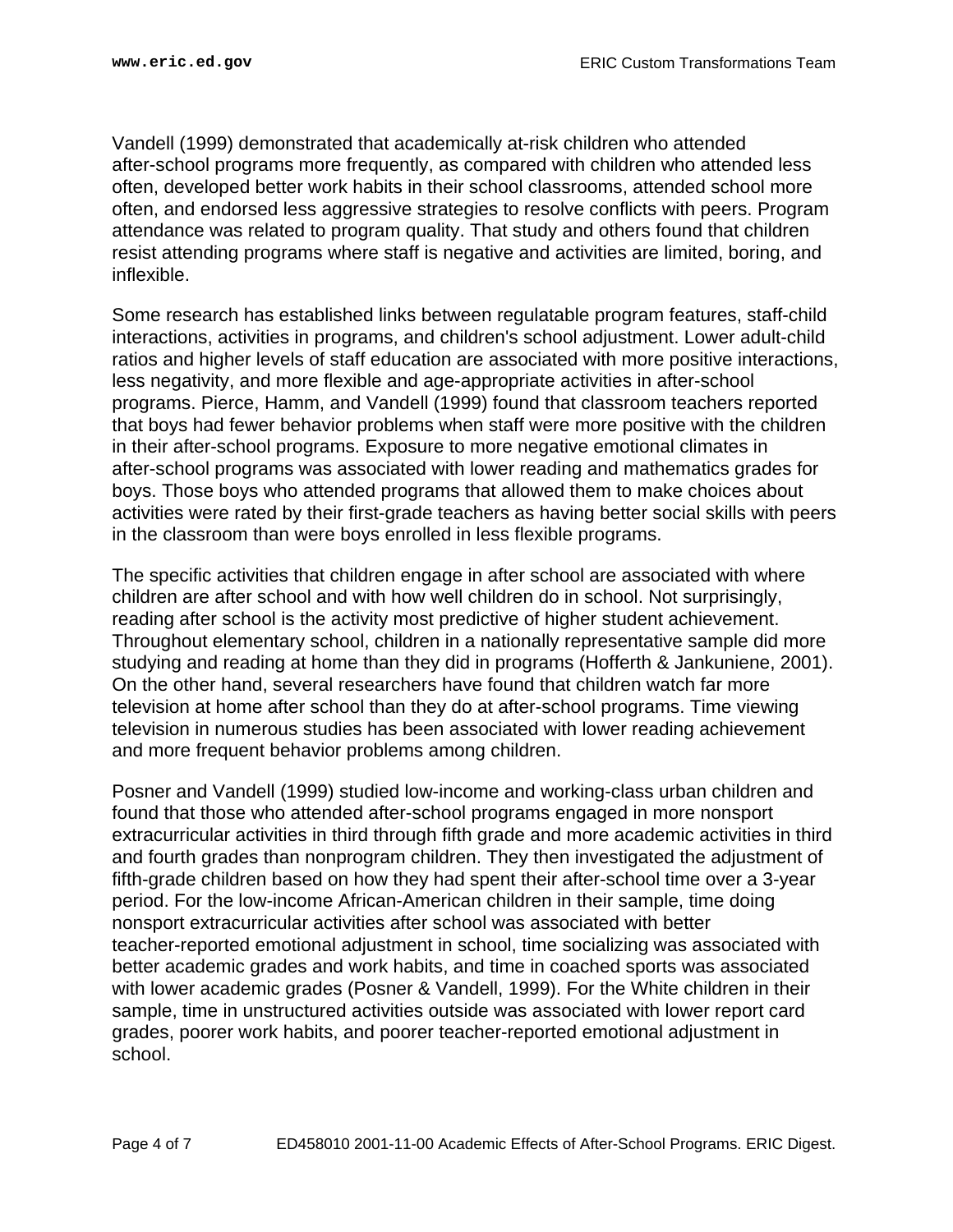Vandell (1999) demonstrated that academically at-risk children who attended after-school programs more frequently, as compared with children who attended less often, developed better work habits in their school classrooms, attended school more often, and endorsed less aggressive strategies to resolve conflicts with peers. Program attendance was related to program quality. That study and others found that children resist attending programs where staff is negative and activities are limited, boring, and inflexible.

Some research has established links between regulatable program features, staff-child interactions, activities in programs, and children's school adjustment. Lower adult-child ratios and higher levels of staff education are associated with more positive interactions, less negativity, and more flexible and age-appropriate activities in after-school programs. Pierce, Hamm, and Vandell (1999) found that classroom teachers reported that boys had fewer behavior problems when staff were more positive with the children in their after-school programs. Exposure to more negative emotional climates in after-school programs was associated with lower reading and mathematics grades for boys. Those boys who attended programs that allowed them to make choices about activities were rated by their first-grade teachers as having better social skills with peers in the classroom than were boys enrolled in less flexible programs.

The specific activities that children engage in after school are associated with where children are after school and with how well children do in school. Not surprisingly, reading after school is the activity most predictive of higher student achievement. Throughout elementary school, children in a nationally representative sample did more studying and reading at home than they did in programs (Hofferth & Jankuniene, 2001). On the other hand, several researchers have found that children watch far more television at home after school than they do at after-school programs. Time viewing television in numerous studies has been associated with lower reading achievement and more frequent behavior problems among children.

Posner and Vandell (1999) studied low-income and working-class urban children and found that those who attended after-school programs engaged in more nonsport extracurricular activities in third through fifth grade and more academic activities in third and fourth grades than nonprogram children. They then investigated the adjustment of fifth-grade children based on how they had spent their after-school time over a 3-year period. For the low-income African-American children in their sample, time doing nonsport extracurricular activities after school was associated with better teacher-reported emotional adjustment in school, time socializing was associated with better academic grades and work habits, and time in coached sports was associated with lower academic grades (Posner & Vandell, 1999). For the White children in their sample, time in unstructured activities outside was associated with lower report card grades, poorer work habits, and poorer teacher-reported emotional adjustment in school.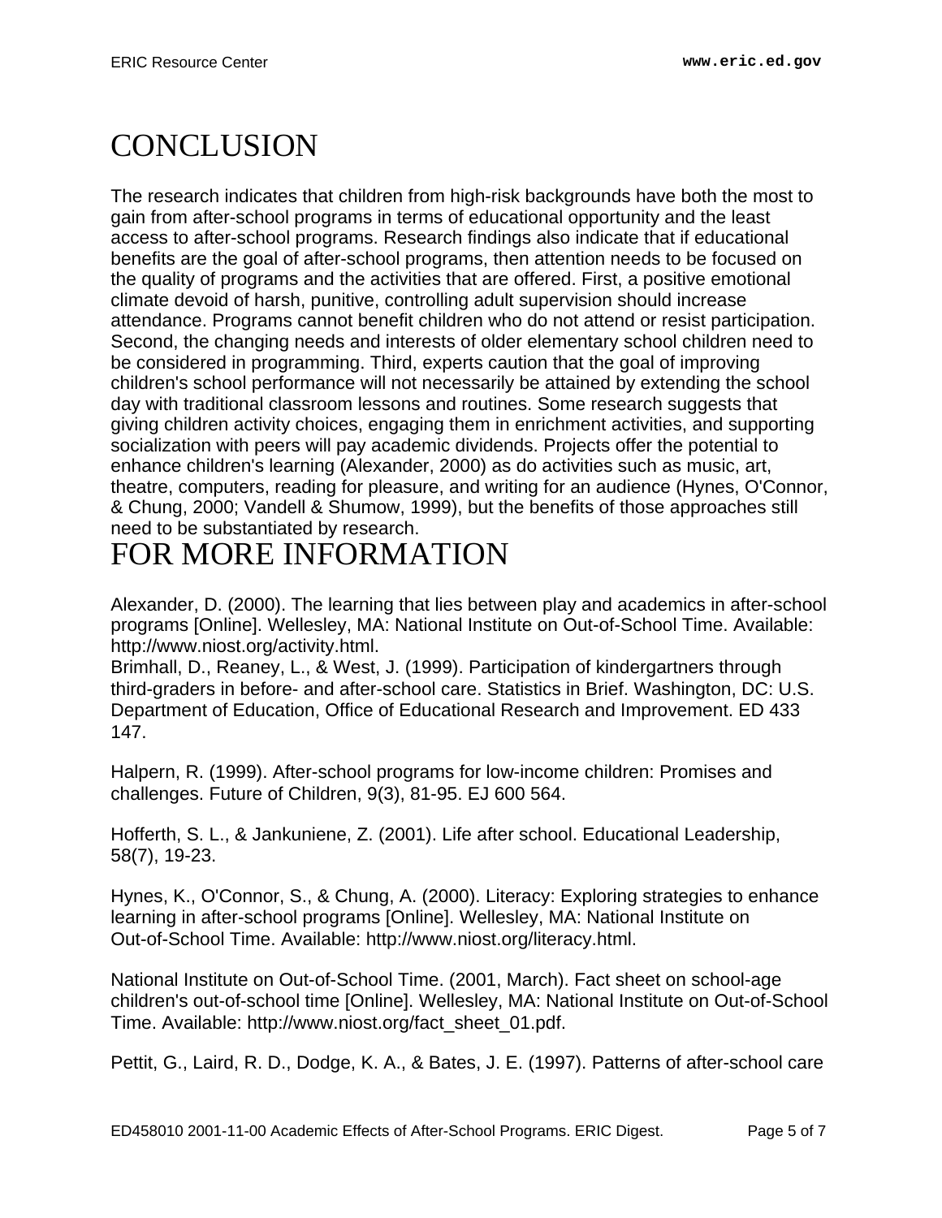# CONCLUSION

The research indicates that children from high-risk backgrounds have both the most to gain from after-school programs in terms of educational opportunity and the least access to after-school programs. Research findings also indicate that if educational benefits are the goal of after-school programs, then attention needs to be focused on the quality of programs and the activities that are offered. First, a positive emotional climate devoid of harsh, punitive, controlling adult supervision should increase attendance. Programs cannot benefit children who do not attend or resist participation. Second, the changing needs and interests of older elementary school children need to be considered in programming. Third, experts caution that the goal of improving children's school performance will not necessarily be attained by extending the school day with traditional classroom lessons and routines. Some research suggests that giving children activity choices, engaging them in enrichment activities, and supporting socialization with peers will pay academic dividends. Projects offer the potential to enhance children's learning (Alexander, 2000) as do activities such as music, art, theatre, computers, reading for pleasure, and writing for an audience (Hynes, O'Connor, & Chung, 2000; Vandell & Shumow, 1999), but the benefits of those approaches still need to be substantiated by research.

# FOR MORE INFORMATION

Alexander, D. (2000). The learning that lies between play and academics in after-school programs [Online]. Wellesley, MA: National Institute on Out-of-School Time. Available: http://www.niost.org/activity.html.

Brimhall, D., Reaney, L., & West, J. (1999). Participation of kindergartners through third-graders in before- and after-school care. Statistics in Brief. Washington, DC: U.S. Department of Education, Office of Educational Research and Improvement. ED 433 147.

Halpern, R. (1999). After-school programs for low-income children: Promises and challenges. Future of Children, 9(3), 81-95. EJ 600 564.

Hofferth, S. L., & Jankuniene, Z. (2001). Life after school. Educational Leadership, 58(7), 19-23.

Hynes, K., O'Connor, S., & Chung, A. (2000). Literacy: Exploring strategies to enhance learning in after-school programs [Online]. Wellesley, MA: National Institute on Out-of-School Time. Available: http://www.niost.org/literacy.html.

National Institute on Out-of-School Time. (2001, March). Fact sheet on school-age children's out-of-school time [Online]. Wellesley, MA: National Institute on Out-of-School Time. Available: http://www.niost.org/fact_sheet_01.pdf.

Pettit, G., Laird, R. D., Dodge, K. A., & Bates, J. E. (1997). Patterns of after-school care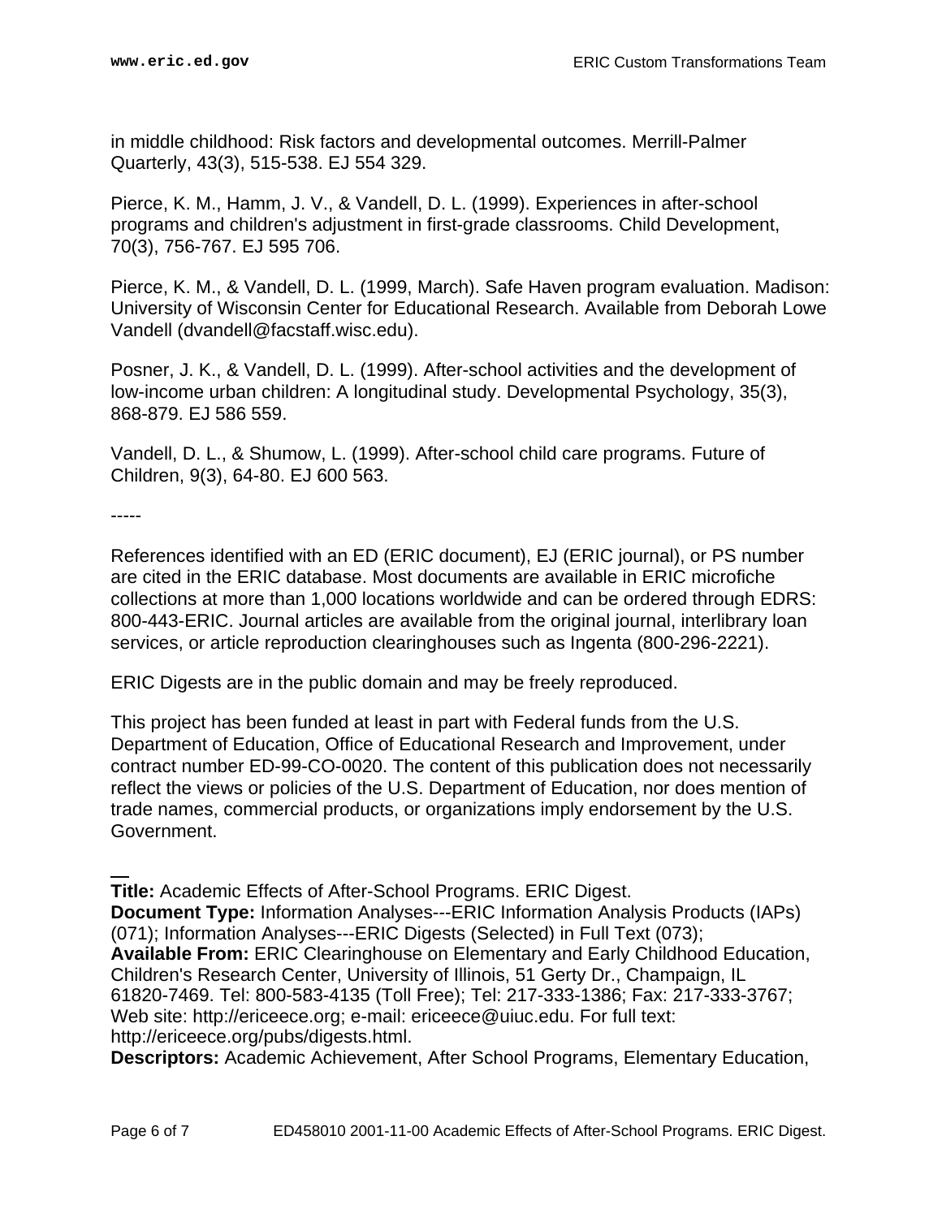in middle childhood: Risk factors and developmental outcomes. Merrill-Palmer Quarterly, 43(3), 515-538. EJ 554 329.

Pierce, K. M., Hamm, J. V., & Vandell, D. L. (1999). Experiences in after-school programs and children's adjustment in first-grade classrooms. Child Development, 70(3), 756-767. EJ 595 706.

Pierce, K. M., & Vandell, D. L. (1999, March). Safe Haven program evaluation. Madison: University of Wisconsin Center for Educational Research. Available from Deborah Lowe Vandell (dvandell@facstaff.wisc.edu).

Posner, J. K., & Vandell, D. L. (1999). After-school activities and the development of low-income urban children: A longitudinal study. Developmental Psychology, 35(3), 868-879. EJ 586 559.

Vandell, D. L., & Shumow, L. (1999). After-school child care programs. Future of Children, 9(3), 64-80. EJ 600 563.

-----

References identified with an ED (ERIC document), EJ (ERIC journal), or PS number are cited in the ERIC database. Most documents are available in ERIC microfiche collections at more than 1,000 locations worldwide and can be ordered through EDRS: 800-443-ERIC. Journal articles are available from the original journal, interlibrary loan services, or article reproduction clearinghouses such as Ingenta (800-296-2221).

ERIC Digests are in the public domain and may be freely reproduced.

This project has been funded at least in part with Federal funds from the U.S. Department of Education, Office of Educational Research and Improvement, under contract number ED-99-CO-0020. The content of this publication does not necessarily reflect the views or policies of the U.S. Department of Education, nor does mention of trade names, commercial products, or organizations imply endorsement by the U.S. Government.

---

**Title:** Academic Effects of After-School Programs. ERIC Digest.
**Document Type:** Information Analyses---ERIC Information Analysis Products (IAPs) (071); Information Analyses---ERIC Digests (Selected) in Full Text (073);
**Available From:** ERIC Clearinghouse on Elementary and Early Childhood Education, Children's Research Center, University of Illinois, 51 Gerty Dr., Champaign, IL 61820-7469. Tel: 800-583-4135 (Toll Free); Tel: 217-333-1386; Fax: 217-333-3767; Web site: http://ericeece.org; e-mail: ericeece@uiuc.edu. For full text: http://ericeece.org/pubs/digests.html.
**Descriptors:** Academic Achievement, After School Programs, Elementary Education,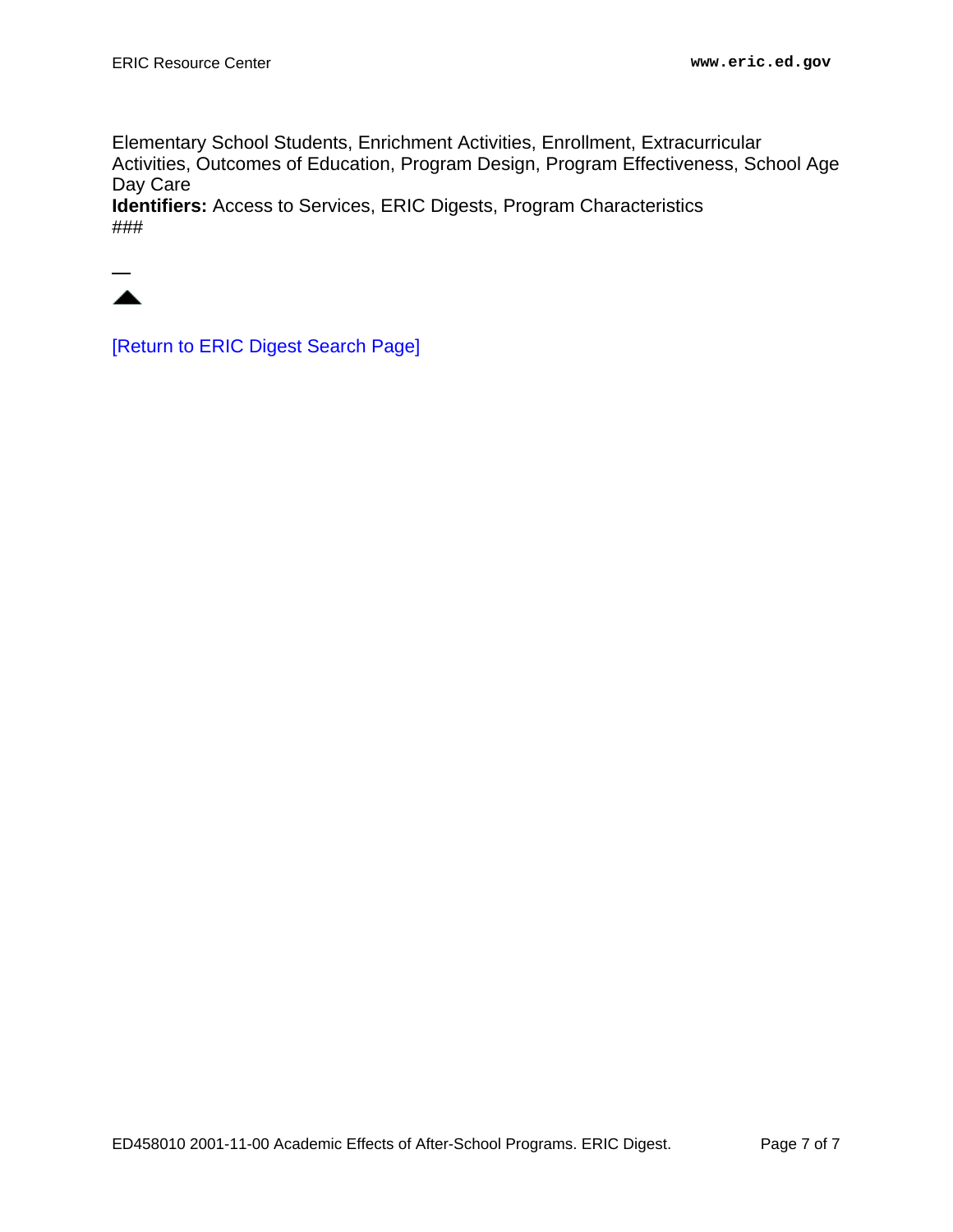Elementary School Students, Enrichment Activities, Enrollment, Extracurricular Activities, Outcomes of Education, Program Design, Program Effectiveness, School Age Day Care
**Identifiers:** Access to Services, ERIC Digests, Program Characteristics
###

[Return to ERIC Digest Search Page]